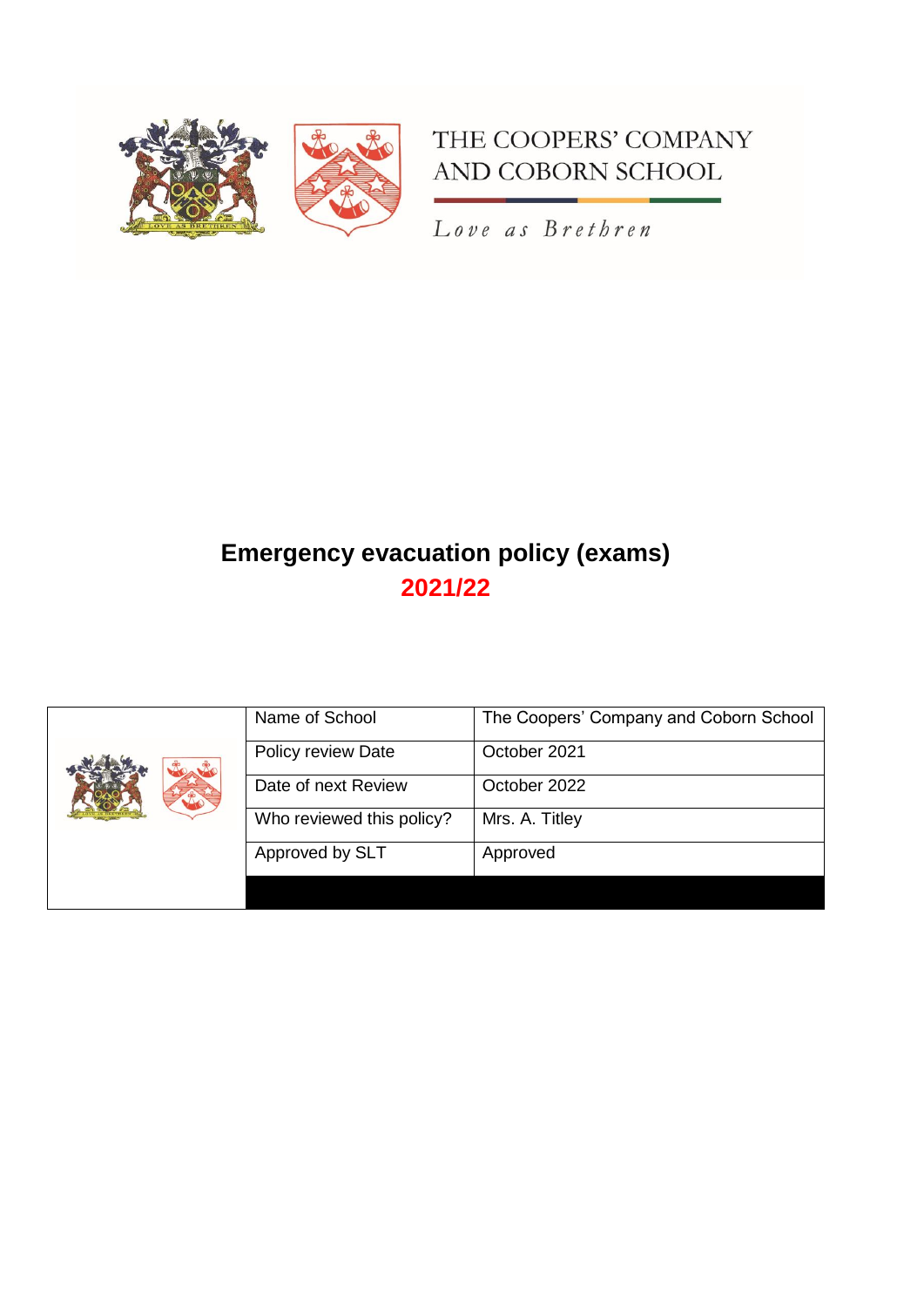THE COOPERS' COMPANY AND COBORN SCHOOL

*Love as Brethren*

# Emergency evacuation policy (exams)

## 2021/22

| | | |
|---|---|---|
| | Name of School | The Coopers' Company and Coborn School |
| | Policy review Date | October 2021 |
| | Date of next Review | October 2022 |
| | Who reviewed this policy? | Mrs. A. Titley |
| | Approved by SLT | Approved |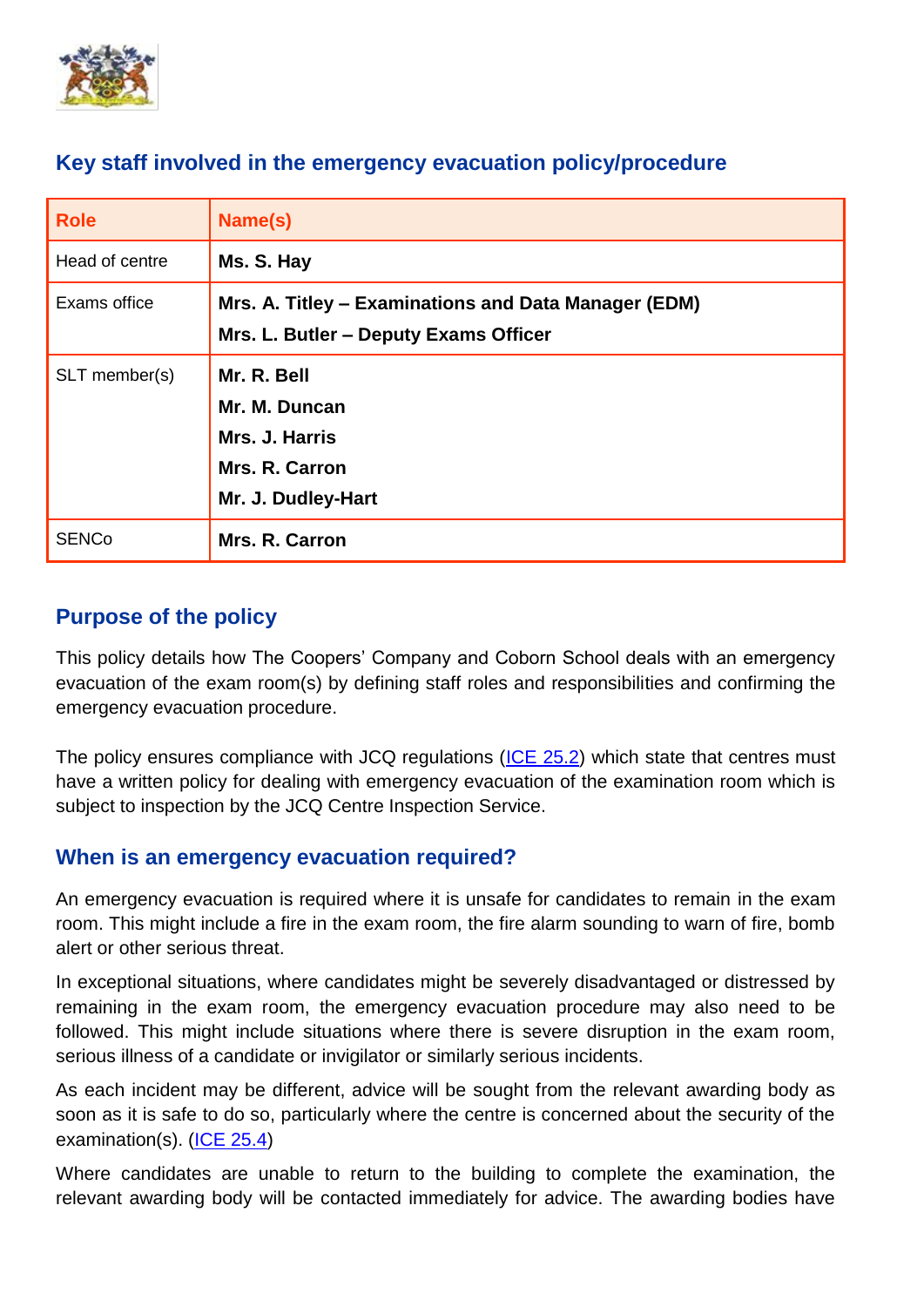## Key staff involved in the emergency evacuation policy/procedure

| Role | Name(s) |
|---|---|
| Head of centre | **Ms. S. Hay** |
| Exams office | **Mrs. A. Titley – Examinations and Data Manager (EDM)**<br>**Mrs. L. Butler – Deputy Exams Officer** |
| SLT member(s) | **Mr. R. Bell**<br>**Mr. M. Duncan**<br>**Mrs. J. Harris**<br>**Mrs. R. Carron**<br>**Mr. J. Dudley-Hart** |
| SENCo | **Mrs. R. Carron** |

## Purpose of the policy

This policy details how The Coopers' Company and Coborn School deals with an emergency evacuation of the exam room(s) by defining staff roles and responsibilities and confirming the emergency evacuation procedure.

The policy ensures compliance with JCQ regulations (ICE 25.2) which state that centres must have a written policy for dealing with emergency evacuation of the examination room which is subject to inspection by the JCQ Centre Inspection Service.

## When is an emergency evacuation required?

An emergency evacuation is required where it is unsafe for candidates to remain in the exam room. This might include a fire in the exam room, the fire alarm sounding to warn of fire, bomb alert or other serious threat.

In exceptional situations, where candidates might be severely disadvantaged or distressed by remaining in the exam room, the emergency evacuation procedure may also need to be followed. This might include situations where there is severe disruption in the exam room, serious illness of a candidate or invigilator or similarly serious incidents.

As each incident may be different, advice will be sought from the relevant awarding body as soon as it is safe to do so, particularly where the centre is concerned about the security of the examination(s). (ICE 25.4)

Where candidates are unable to return to the building to complete the examination, the relevant awarding body will be contacted immediately for advice. The awarding bodies have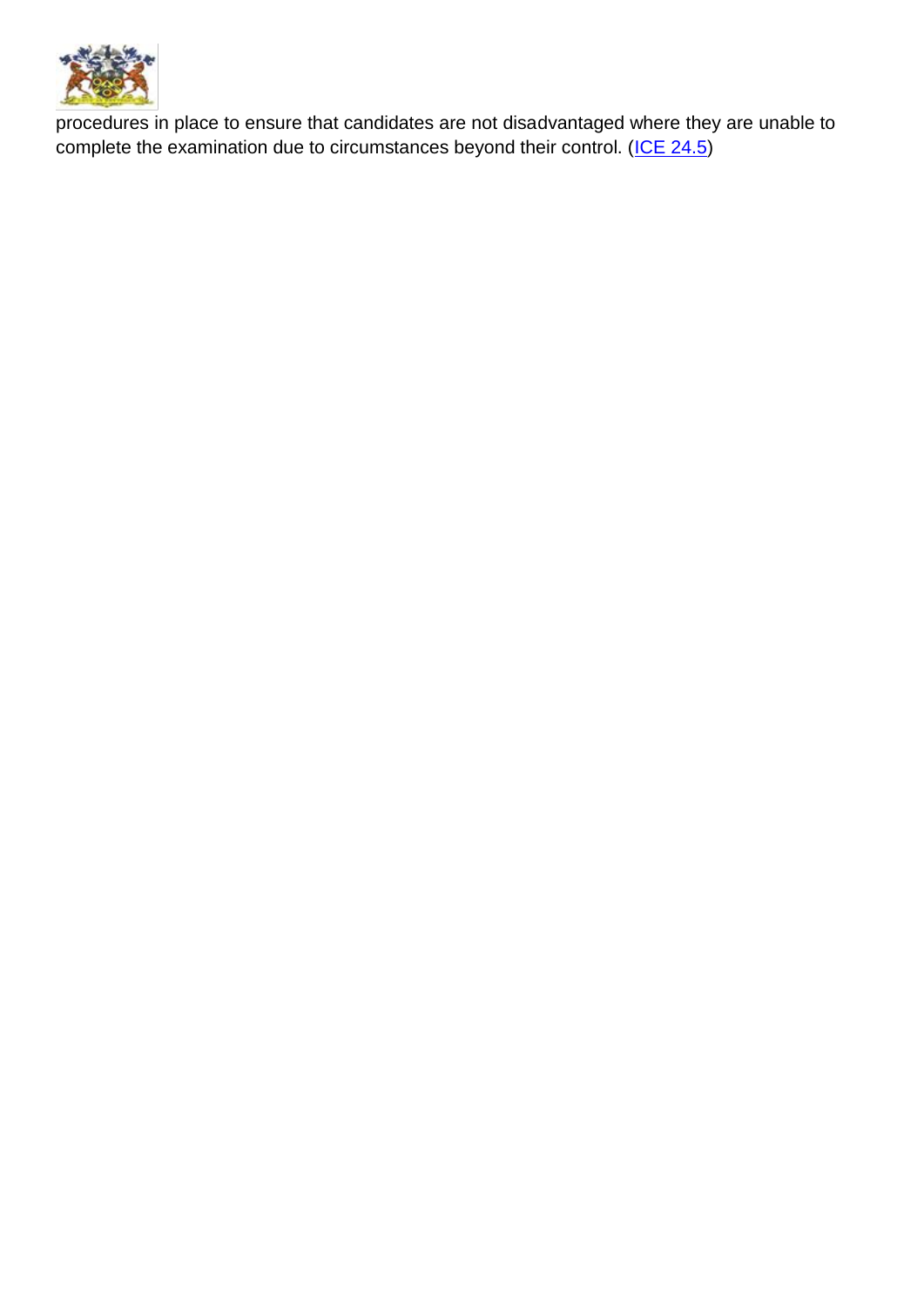procedures in place to ensure that candidates are not disadvantaged where they are unable to complete the examination due to circumstances beyond their control. (ICE 24.5)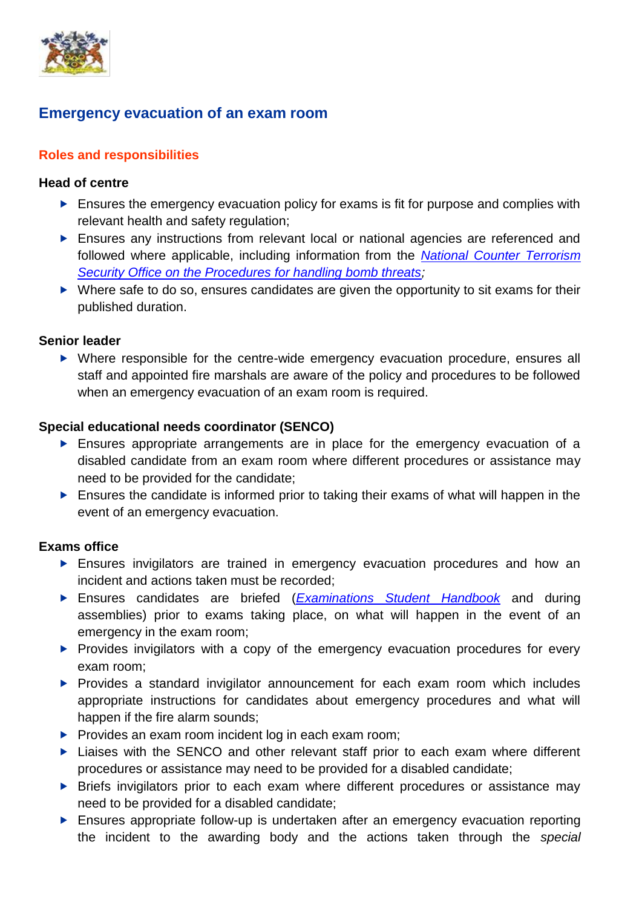## Emergency evacuation of an exam room

### Roles and responsibilities

**Head of centre**

- Ensures the emergency evacuation policy for exams is fit for purpose and complies with relevant health and safety regulation;
- Ensures any instructions from relevant local or national agencies are referenced and followed where applicable, including information from the *National Counter Terrorism Security Office on the Procedures for handling bomb threats;*
- Where safe to do so, ensures candidates are given the opportunity to sit exams for their published duration.

**Senior leader**

- Where responsible for the centre-wide emergency evacuation procedure, ensures all staff and appointed fire marshals are aware of the policy and procedures to be followed when an emergency evacuation of an exam room is required.

**Special educational needs coordinator (SENCO)**

- Ensures appropriate arrangements are in place for the emergency evacuation of a disabled candidate from an exam room where different procedures or assistance may need to be provided for the candidate;
- Ensures the candidate is informed prior to taking their exams of what will happen in the event of an emergency evacuation.

**Exams office**

- Ensures invigilators are trained in emergency evacuation procedures and how an incident and actions taken must be recorded;
- Ensures candidates are briefed (*Examinations Student Handbook* and during assemblies) prior to exams taking place, on what will happen in the event of an emergency in the exam room;
- Provides invigilators with a copy of the emergency evacuation procedures for every exam room;
- Provides a standard invigilator announcement for each exam room which includes appropriate instructions for candidates about emergency procedures and what will happen if the fire alarm sounds;
- Provides an exam room incident log in each exam room;
- Liaises with the SENCO and other relevant staff prior to each exam where different procedures or assistance may need to be provided for a disabled candidate;
- Briefs invigilators prior to each exam where different procedures or assistance may need to be provided for a disabled candidate;
- Ensures appropriate follow-up is undertaken after an emergency evacuation reporting the incident to the awarding body and the actions taken through the *special*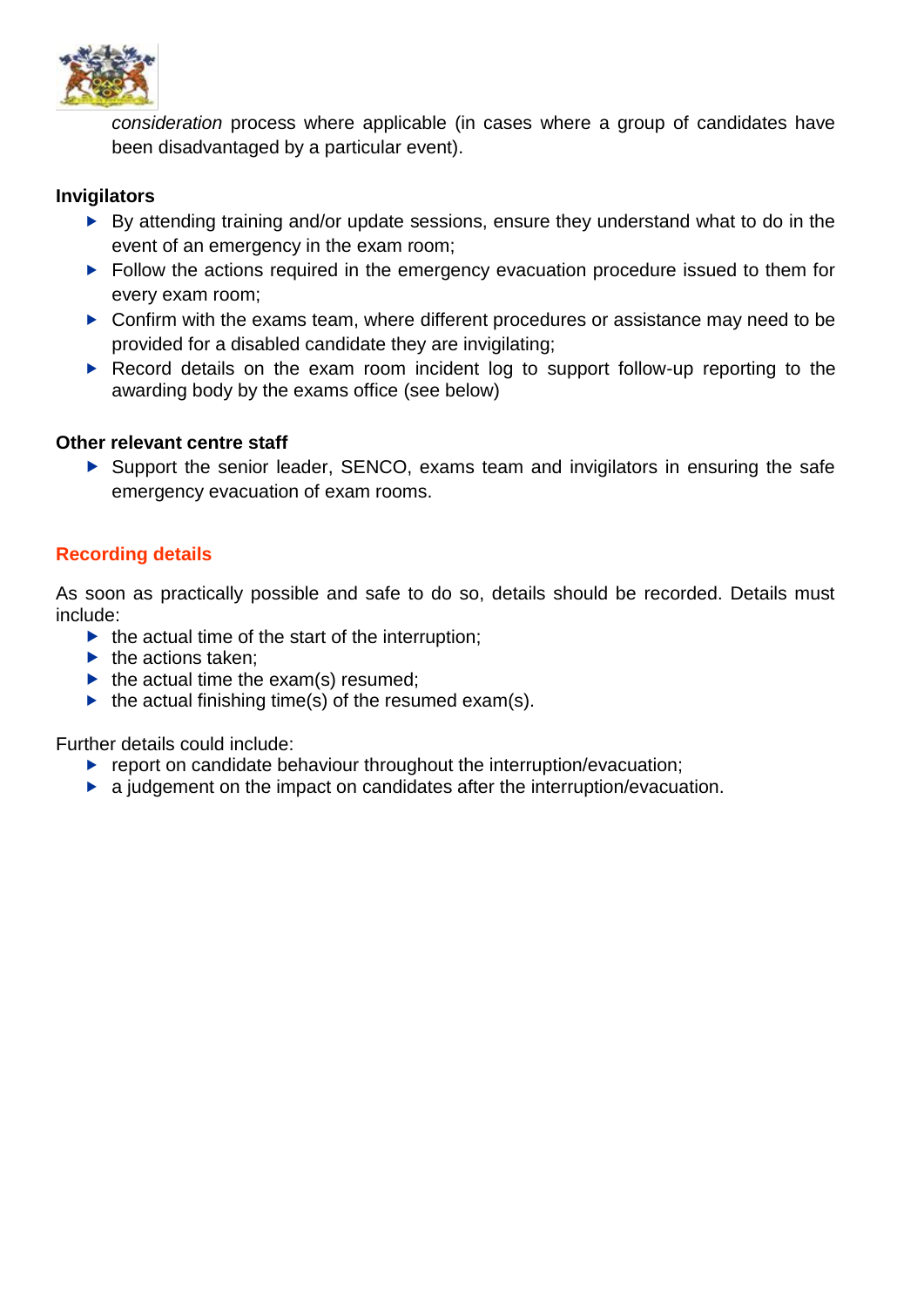*consideration* process where applicable (in cases where a group of candidates have been disadvantaged by a particular event).

**Invigilators**

- By attending training and/or update sessions, ensure they understand what to do in the event of an emergency in the exam room;
- Follow the actions required in the emergency evacuation procedure issued to them for every exam room;
- Confirm with the exams team, where different procedures or assistance may need to be provided for a disabled candidate they are invigilating;
- Record details on the exam room incident log to support follow-up reporting to the awarding body by the exams office (see below)

**Other relevant centre staff**

- Support the senior leader, SENCO, exams team and invigilators in ensuring the safe emergency evacuation of exam rooms.

## Recording details

As soon as practically possible and safe to do so, details should be recorded. Details must include:

- the actual time of the start of the interruption;
- the actions taken;
- the actual time the exam(s) resumed;
- the actual finishing time(s) of the resumed exam(s).

Further details could include:

- report on candidate behaviour throughout the interruption/evacuation;
- a judgement on the impact on candidates after the interruption/evacuation.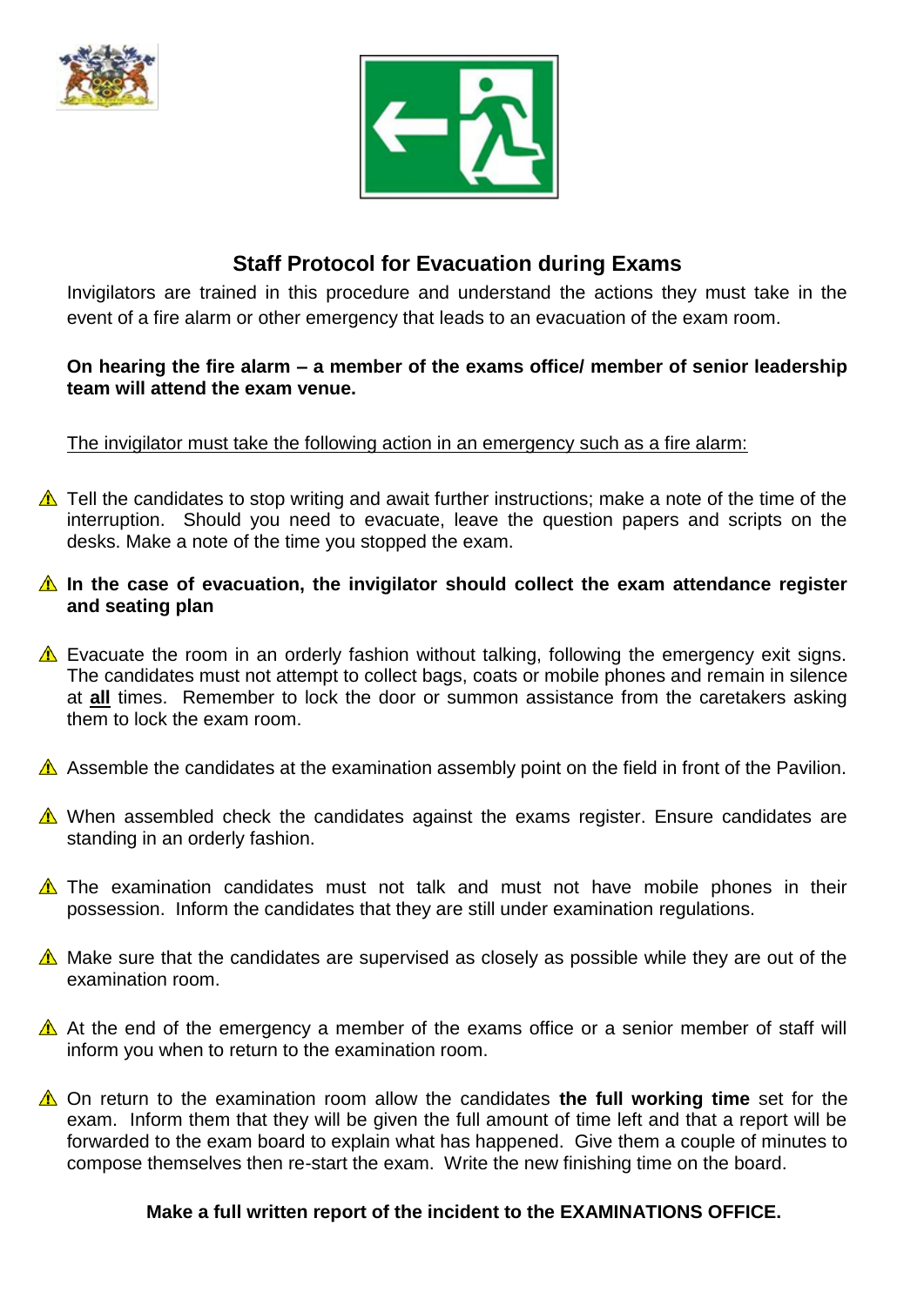## Staff Protocol for Evacuation during Exams

Invigilators are trained in this procedure and understand the actions they must take in the event of a fire alarm or other emergency that leads to an evacuation of the exam room.

**On hearing the fire alarm – a member of the exams office/ member of senior leadership team will attend the exam venue.**

<u>The invigilator must take the following action in an emergency such as a fire alarm:</u>

- ⚠ Tell the candidates to stop writing and await further instructions; make a note of the time of the interruption. Should you need to evacuate, leave the question papers and scripts on the desks. Make a note of the time you stopped the exam.
- ⚠ **In the case of evacuation, the invigilator should collect the exam attendance register and seating plan**
- ⚠ Evacuate the room in an orderly fashion without talking, following the emergency exit signs. The candidates must not attempt to collect bags, coats or mobile phones and remain in silence at <u>**all**</u> times. Remember to lock the door or summon assistance from the caretakers asking them to lock the exam room.
- ⚠ Assemble the candidates at the examination assembly point on the field in front of the Pavilion.
- ⚠ When assembled check the candidates against the exams register. Ensure candidates are standing in an orderly fashion.
- ⚠ The examination candidates must not talk and must not have mobile phones in their possession. Inform the candidates that they are still under examination regulations.
- ⚠ Make sure that the candidates are supervised as closely as possible while they are out of the examination room.
- ⚠ At the end of the emergency a member of the exams office or a senior member of staff will inform you when to return to the examination room.
- ⚠ On return to the examination room allow the candidates **the full working time** set for the exam. Inform them that they will be given the full amount of time left and that a report will be forwarded to the exam board to explain what has happened. Give them a couple of minutes to compose themselves then re-start the exam. Write the new finishing time on the board.

**Make a full written report of the incident to the EXAMINATIONS OFFICE.**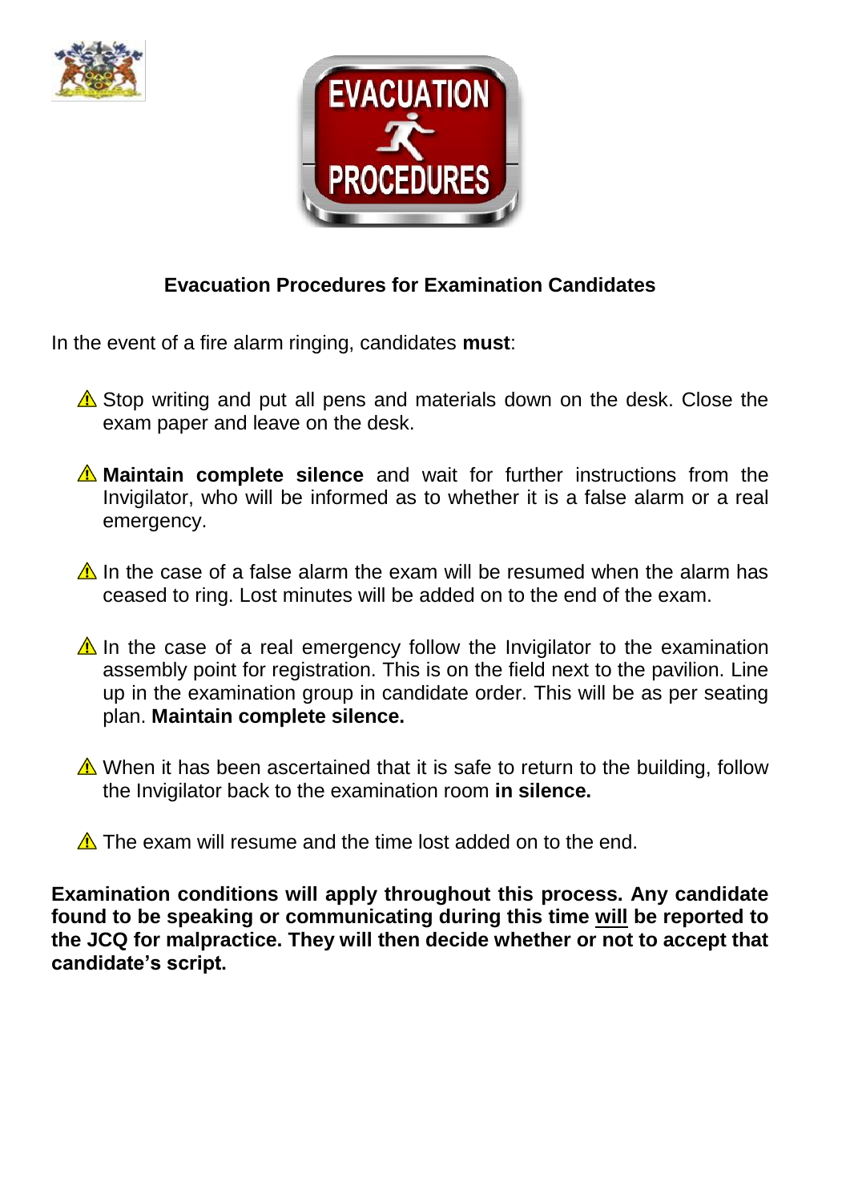EVACUATION PROCEDURES

## Evacuation Procedures for Examination Candidates

In the event of a fire alarm ringing, candidates **must**:

- ⚠ Stop writing and put all pens and materials down on the desk. Close the exam paper and leave on the desk.
- ⚠ **Maintain complete silence** and wait for further instructions from the Invigilator, who will be informed as to whether it is a false alarm or a real emergency.
- ⚠ In the case of a false alarm the exam will be resumed when the alarm has ceased to ring. Lost minutes will be added on to the end of the exam.
- ⚠ In the case of a real emergency follow the Invigilator to the examination assembly point for registration. This is on the field next to the pavilion. Line up in the examination group in candidate order. This will be as per seating plan. **Maintain complete silence.**
- ⚠ When it has been ascertained that it is safe to return to the building, follow the Invigilator back to the examination room **in silence.**
- ⚠ The exam will resume and the time lost added on to the end.

**Examination conditions will apply throughout this process. Any candidate found to be speaking or communicating during this time <u>will</u> be reported to the JCQ for malpractice. They will then decide whether or not to accept that candidate's script.**